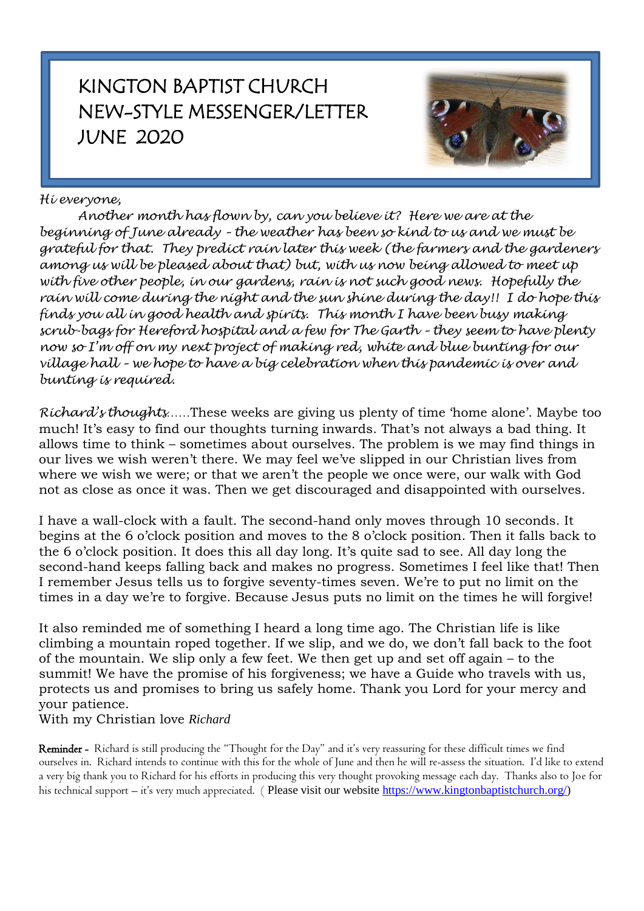# KINGTON BAPTIST CHURCH
# NEW-STYLE MESSENGER/LETTER
# JUNE 2020

*Hi everyone,*

*Another month has flown by, can you believe it? Here we are at the beginning of June already – the weather has been so kind to us and we must be grateful for that. They predict rain later this week (the farmers and the gardeners among us will be pleased about that) but, with us now being allowed to meet up with five other people, in our gardens, rain is not such good news. Hopefully the rain will come during the night and the sun shine during the day!! I do hope this finds you all in good health and spirits. This month I have been busy making scrub-bags for Hereford hospital and a few for The Garth – they seem to have plenty now so I'm off on my next project of making red, white and blue bunting for our village hall – we hope to have a big celebration when this pandemic is over and bunting is required.*

*Richard's thoughts*……These weeks are giving us plenty of time 'home alone'. Maybe too much! It's easy to find our thoughts turning inwards. That's not always a bad thing. It allows time to think – sometimes about ourselves. The problem is we may find things in our lives we wish weren't there. We may feel we've slipped in our Christian lives from where we wish we were; or that we aren't the people we once were, our walk with God not as close as once it was. Then we get discouraged and disappointed with ourselves.

I have a wall-clock with a fault. The second-hand only moves through 10 seconds. It begins at the 6 o'clock position and moves to the 8 o'clock position. Then it falls back to the 6 o'clock position. It does this all day long. It's quite sad to see. All day long the second-hand keeps falling back and makes no progress. Sometimes I feel like that! Then I remember Jesus tells us to forgive seventy-times seven. We're to put no limit on the times in a day we're to forgive. Because Jesus puts no limit on the times he will forgive!

It also reminded me of something I heard a long time ago. The Christian life is like climbing a mountain roped together. If we slip, and we do, we don't fall back to the foot of the mountain. We slip only a few feet. We then get up and set off again – to the summit! We have the promise of his forgiveness; we have a Guide who travels with us, protects us and promises to bring us safely home. Thank you Lord for your mercy and your patience.

With my Christian love *Richard*

**Reminder -** Richard is still producing the "Thought for the Day" and it's very reassuring for these difficult times we find ourselves in. Richard intends to continue with this for the whole of June and then he will re-assess the situation. I'd like to extend a very big thank you to Richard for his efforts in producing this very thought provoking message each day. Thanks also to Joe for his technical support – it's very much appreciated. ( Please visit our website https://www.kingtonbaptistchurch.org/)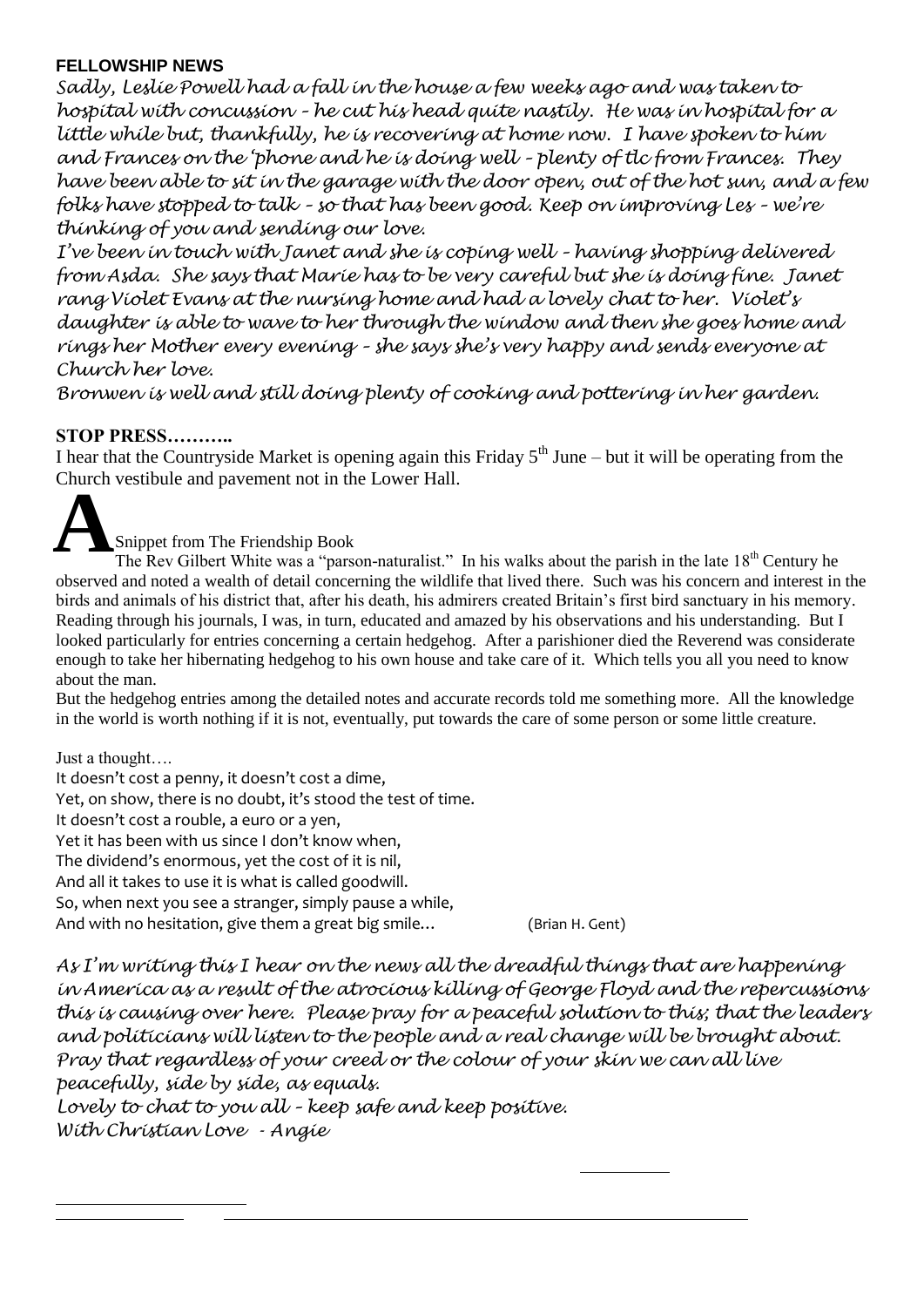**FELLOWSHIP NEWS**

*Sadly, Leslie Powell had a fall in the house a few weeks ago and was taken to hospital with concussion – he cut his head quite nastily. He was in hospital for a little while but, thankfully, he is recovering at home now. I have spoken to him and Frances on the 'phone and he is doing well – plenty of tlc from Frances. They have been able to sit in the garage with the door open, out of the hot sun, and a few folks have stopped to talk – so that has been good. Keep on improving Les – we're thinking of you and sending our love.*

*I've been in touch with Janet and she is coping well – having shopping delivered from Asda. She says that Marie has to be very careful but she is doing fine. Janet rang Violet Evans at the nursing home and had a lovely chat to her. Violet's daughter is able to wave to her through the window and then she goes home and rings her Mother every evening – she says she's very happy and sends everyone at Church her love.*

*Bronwen is well and still doing plenty of cooking and pottering in her garden.*

**STOP PRESS………..**

I hear that the Countryside Market is opening again this Friday 5th June – but it will be operating from the Church vestibule and pavement not in the Lower Hall.

**A** Snippet from The Friendship Book

The Rev Gilbert White was a "parson-naturalist." In his walks about the parish in the late 18th Century he observed and noted a wealth of detail concerning the wildlife that lived there. Such was his concern and interest in the birds and animals of his district that, after his death, his admirers created Britain's first bird sanctuary in his memory. Reading through his journals, I was, in turn, educated and amazed by his observations and his understanding. But I looked particularly for entries concerning a certain hedgehog. After a parishioner died the Reverend was considerate enough to take her hibernating hedgehog to his own house and take care of it. Which tells you all you need to know about the man.

But the hedgehog entries among the detailed notes and accurate records told me something more. All the knowledge in the world is worth nothing if it is not, eventually, put towards the care of some person or some little creature.

Just a thought….

It doesn't cost a penny, it doesn't cost a dime,  
Yet, on show, there is no doubt, it's stood the test of time.  
It doesn't cost a rouble, a euro or a yen,  
Yet it has been with us since I don't know when,  
The dividend's enormous, yet the cost of it is nil,  
And all it takes to use it is what is called goodwill.  
So, when next you see a stranger, simply pause a while,  
And with no hesitation, give them a great big smile… (Brian H. Gent)

*As I'm writing this I hear on the news all the dreadful things that are happening in America as a result of the atrocious killing of George Floyd and the repercussions this is causing over here. Please pray for a peaceful solution to this; that the leaders and politicians will listen to the people and a real change will be brought about. Pray that regardless of your creed or the colour of your skin we can all live peacefully, side by side, as equals.*

*Lovely to chat to you all – keep safe and keep positive.*

*With Christian Love - Angie*